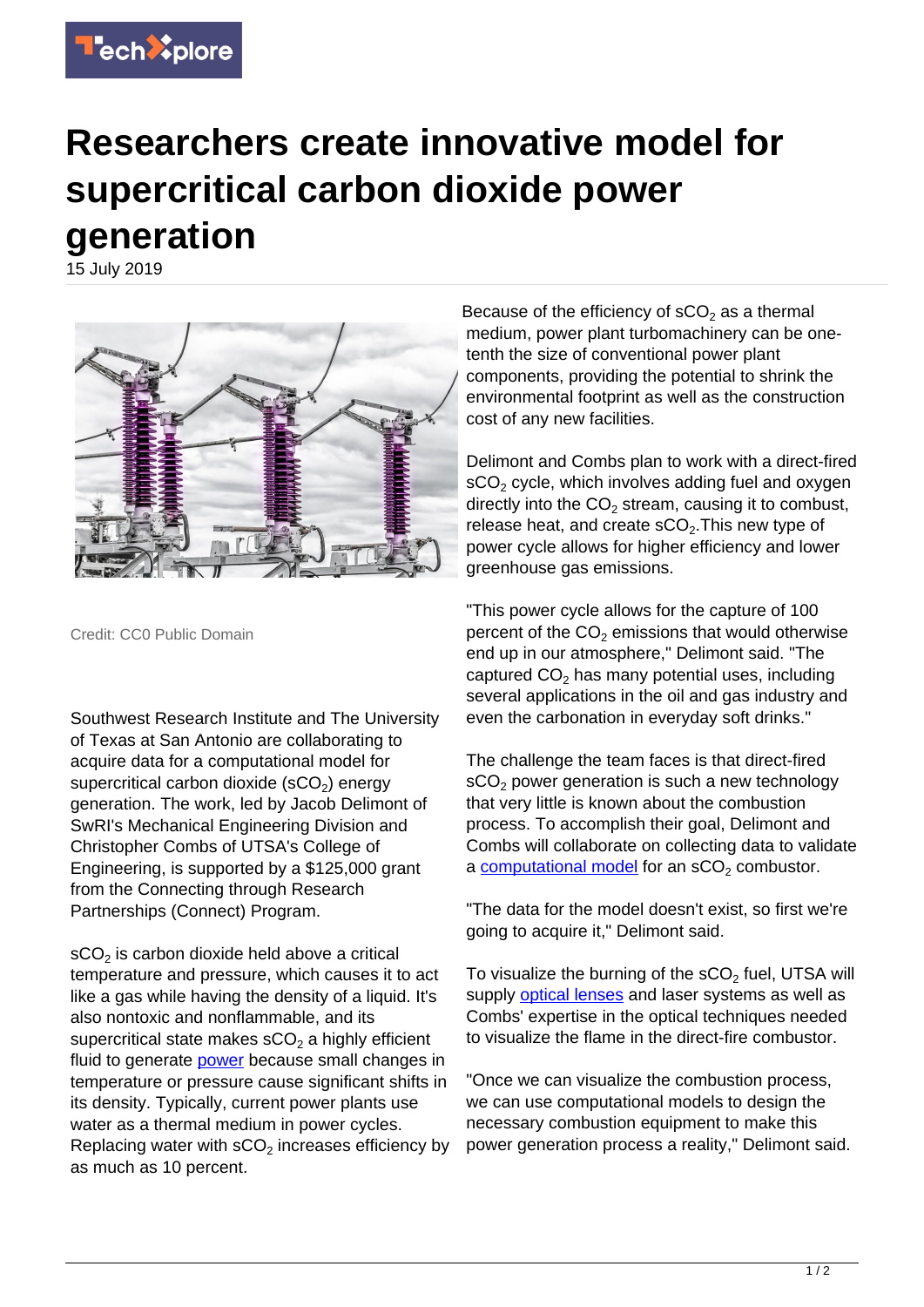# Researchers create innovative model for supercritical carbon dioxide power generation

15 July 2019

Credit: CC0 Public Domain

Southwest Research Institute and The University of Texas at San Antonio are collaborating to acquire data for a computational model for supercritical carbon dioxide ($sCO_2$) energy generation. The work, led by Jacob Delimont of SwRI's Mechanical Engineering Division and Christopher Combs of UTSA's College of Engineering, is supported by a $125,000 grant from the Connecting through Research Partnerships (Connect) Program.

$sCO_2$ is carbon dioxide held above a critical temperature and pressure, which causes it to act like a gas while having the density of a liquid. It's also nontoxic and nonflammable, and its supercritical state makes $sCO_2$ a highly efficient fluid to generate power because small changes in temperature or pressure cause significant shifts in its density. Typically, current power plants use water as a thermal medium in power cycles. Replacing water with $sCO_2$ increases efficiency by as much as 10 percent.

Because of the efficiency of $sCO_2$ as a thermal medium, power plant turbomachinery can be one-tenth the size of conventional power plant components, providing the potential to shrink the environmental footprint as well as the construction cost of any new facilities.

Delimont and Combs plan to work with a direct-fired $sCO_2$ cycle, which involves adding fuel and oxygen directly into the $CO_2$ stream, causing it to combust, release heat, and create $sCO_2$.This new type of power cycle allows for higher efficiency and lower greenhouse gas emissions.

"This power cycle allows for the capture of 100 percent of the $CO_2$ emissions that would otherwise end up in our atmosphere," Delimont said. "The captured $CO_2$ has many potential uses, including several applications in the oil and gas industry and even the carbonation in everyday soft drinks."

The challenge the team faces is that direct-fired $sCO_2$ power generation is such a new technology that very little is known about the combustion process. To accomplish their goal, Delimont and Combs will collaborate on collecting data to validate a computational model for an $sCO_2$ combustor.

"The data for the model doesn't exist, so first we're going to acquire it," Delimont said.

To visualize the burning of the $sCO_2$ fuel, UTSA will supply optical lenses and laser systems as well as Combs' expertise in the optical techniques needed to visualize the flame in the direct-fire combustor.

"Once we can visualize the combustion process, we can use computational models to design the necessary combustion equipment to make this power generation process a reality," Delimont said.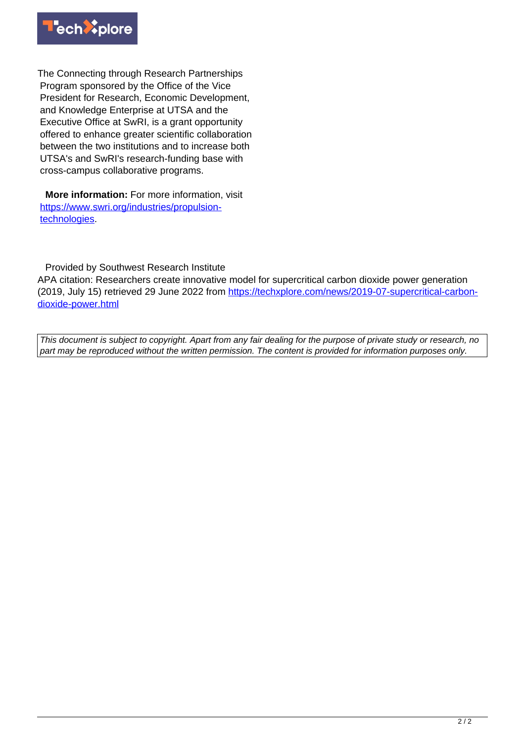The Connecting through Research Partnerships Program sponsored by the Office of the Vice President for Research, Economic Development, and Knowledge Enterprise at UTSA and the Executive Office at SwRI, is a grant opportunity offered to enhance greater scientific collaboration between the two institutions and to increase both UTSA's and SwRI's research-funding base with cross-campus collaborative programs.

**More information:** For more information, visit [https://www.swri.org/industries/propulsion-technologies](https://www.swri.org/industries/propulsion-technologies).

Provided by Southwest Research Institute

APA citation: Researchers create innovative model for supercritical carbon dioxide power generation (2019, July 15) retrieved 29 June 2022 from [https://techxplore.com/news/2019-07-supercritical-carbon-dioxide-power.html](https://techxplore.com/news/2019-07-supercritical-carbon-dioxide-power.html)

*This document is subject to copyright. Apart from any fair dealing for the purpose of private study or research, no part may be reproduced without the written permission. The content is provided for information purposes only.*